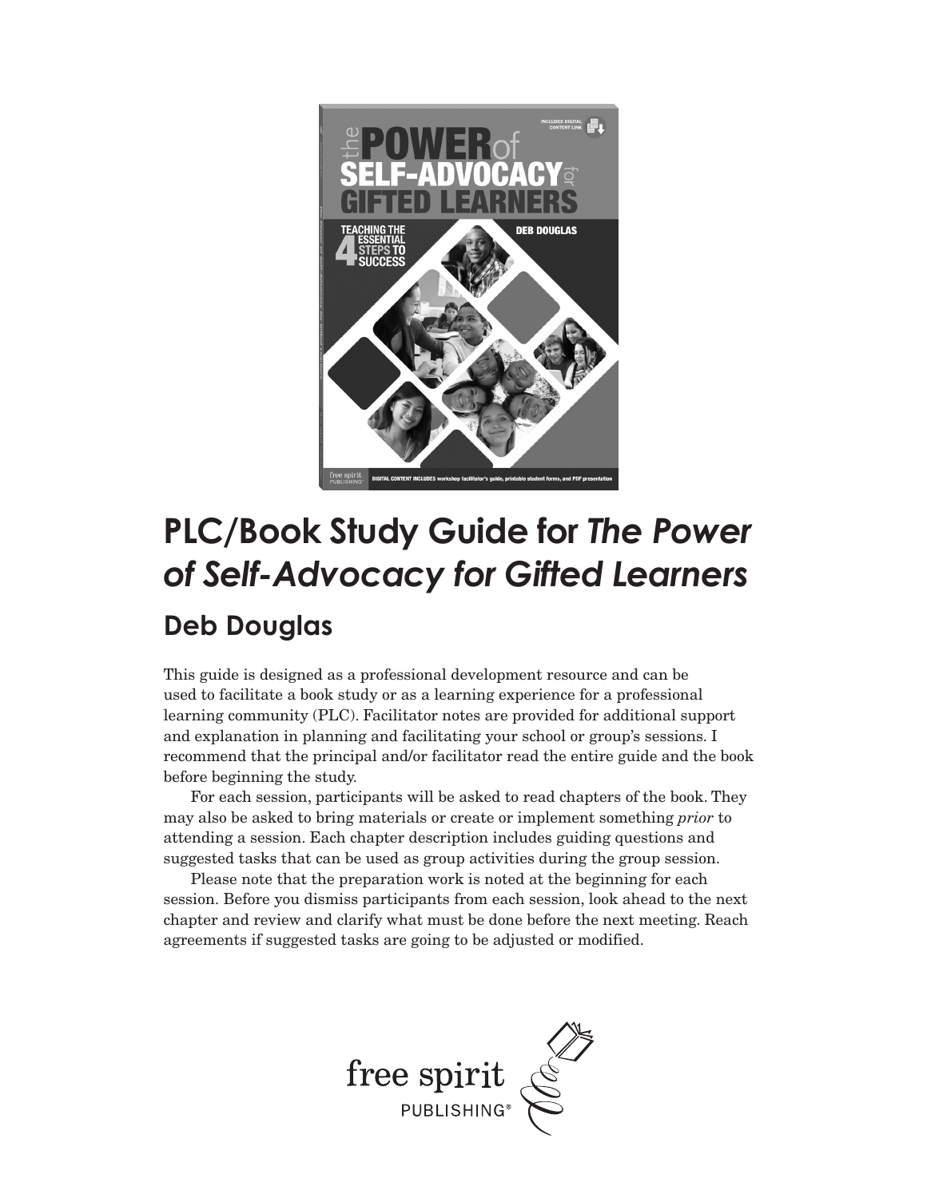# PLC/Book Study Guide for *The Power of Self-Advocacy for Gifted Learners*

## Deb Douglas

This guide is designed as a professional development resource and can be used to facilitate a book study or as a learning experience for a professional learning community (PLC). Facilitator notes are provided for additional support and explanation in planning and facilitating your school or group's sessions. I recommend that the principal and/or facilitator read the entire guide and the book before beginning the study.

For each session, participants will be asked to read chapters of the book. They may also be asked to bring materials or create or implement something *prior* to attending a session. Each chapter description includes guiding questions and suggested tasks that can be used as group activities during the group session.

Please note that the preparation work is noted at the beginning for each session. Before you dismiss participants from each session, look ahead to the next chapter and review and clarify what must be done before the next meeting. Reach agreements if suggested tasks are going to be adjusted or modified.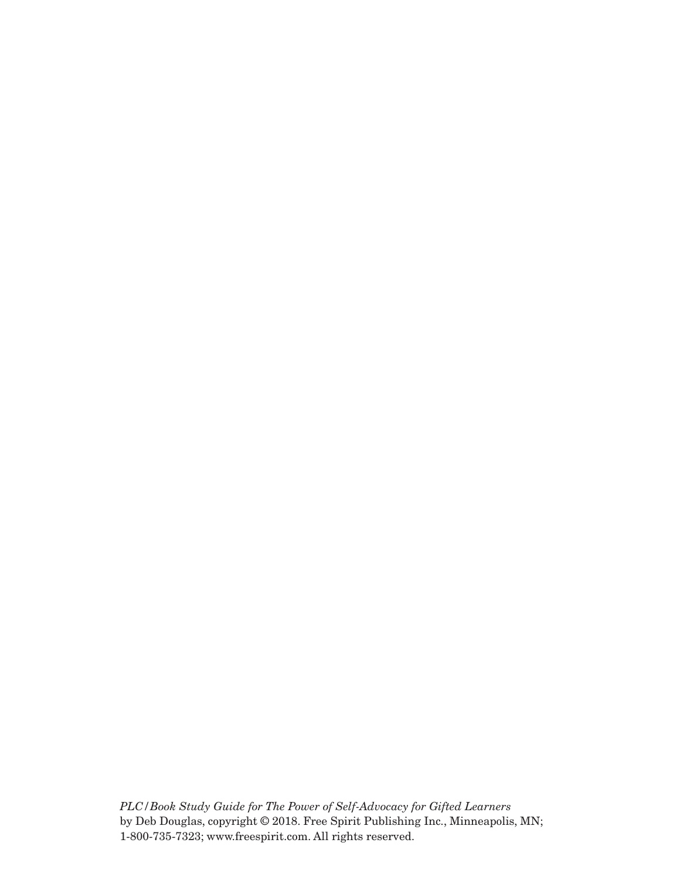*PLC/Book Study Guide for The Power of Self-Advocacy for Gifted Learners*
by Deb Douglas, copyright © 2018. Free Spirit Publishing Inc., Minneapolis, MN;
1-800-735-7323; www.freespirit.com. All rights reserved.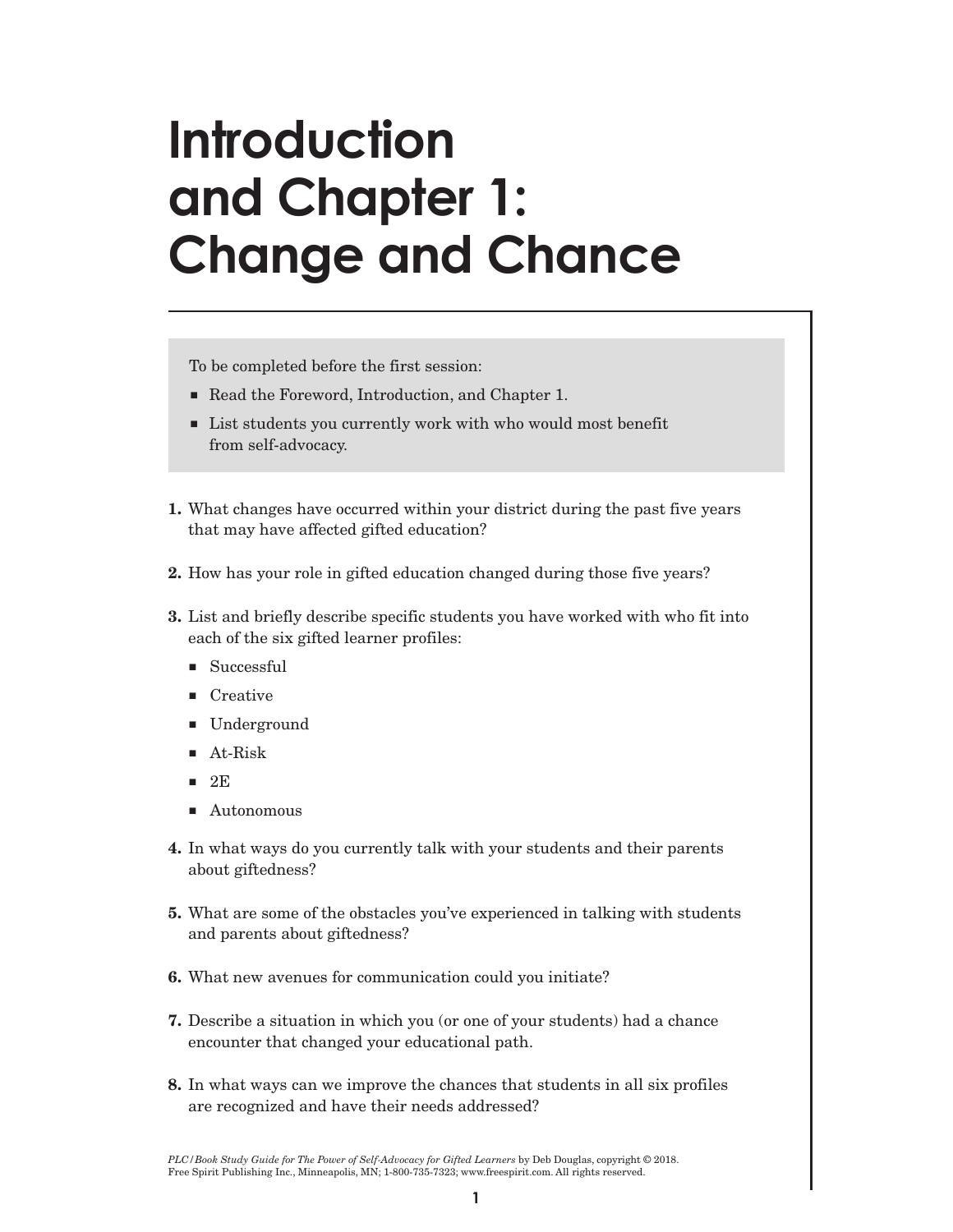# Introduction and Chapter 1: Change and Chance

To be completed before the first session:

- Read the Foreword, Introduction, and Chapter 1.
- List students you currently work with who would most benefit from self-advocacy.

**1.** What changes have occurred within your district during the past five years that may have affected gifted education?

**2.** How has your role in gifted education changed during those five years?

**3.** List and briefly describe specific students you have worked with who fit into each of the six gifted learner profiles:

- Successful
- Creative
- Underground
- At-Risk
- 2E
- Autonomous

**4.** In what ways do you currently talk with your students and their parents about giftedness?

**5.** What are some of the obstacles you've experienced in talking with students and parents about giftedness?

**6.** What new avenues for communication could you initiate?

**7.** Describe a situation in which you (or one of your students) had a chance encounter that changed your educational path.

**8.** In what ways can we improve the chances that students in all six profiles are recognized and have their needs addressed?

*PLC/Book Study Guide for The Power of Self-Advocacy for Gifted Learners* by Deb Douglas, copyright © 2018. Free Spirit Publishing Inc., Minneapolis, MN; 1-800-735-7323; www.freespirit.com. All rights reserved.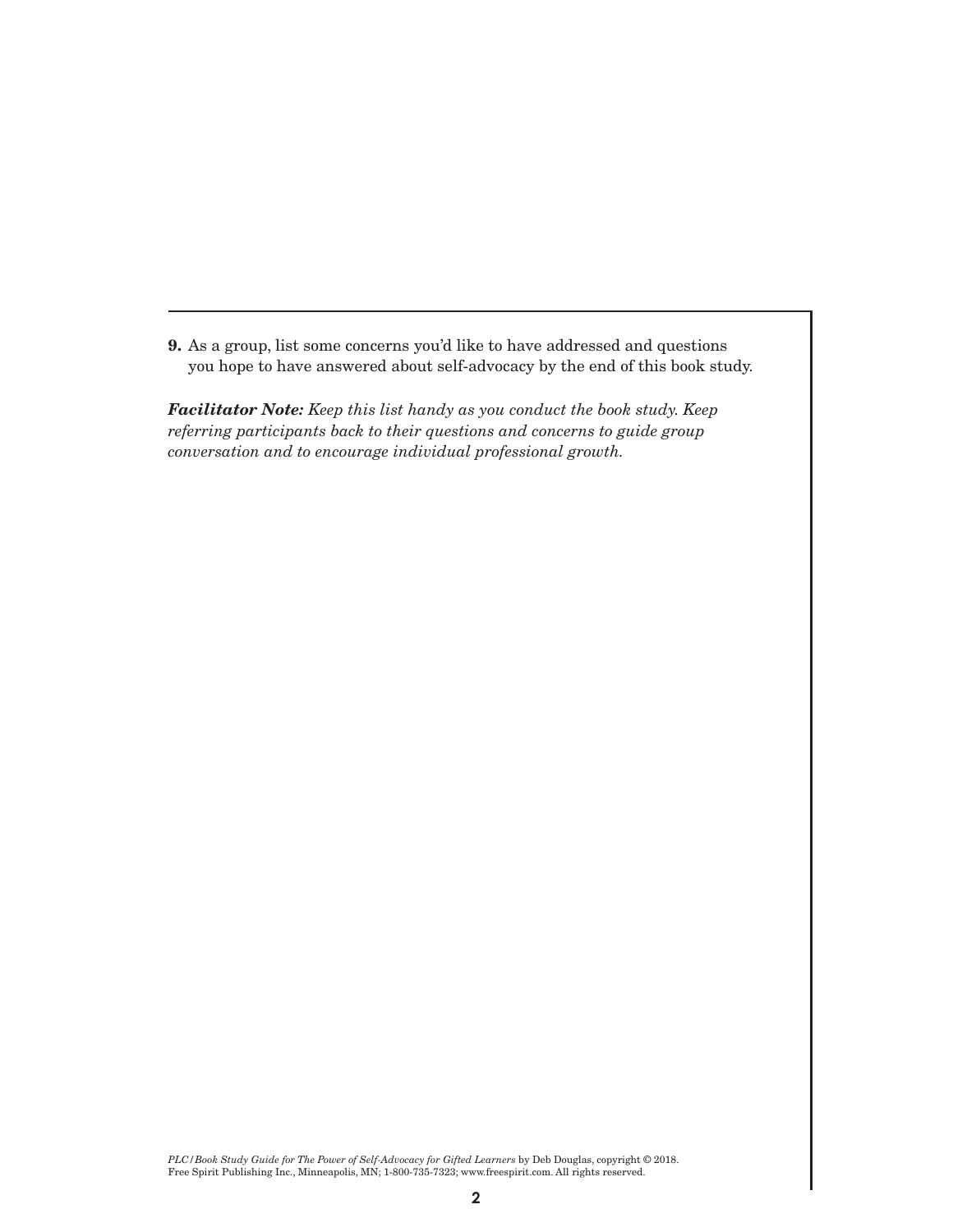**9.** As a group, list some concerns you'd like to have addressed and questions you hope to have answered about self-advocacy by the end of this book study.

***Facilitator Note:*** *Keep this list handy as you conduct the book study. Keep referring participants back to their questions and concerns to guide group conversation and to encourage individual professional growth.*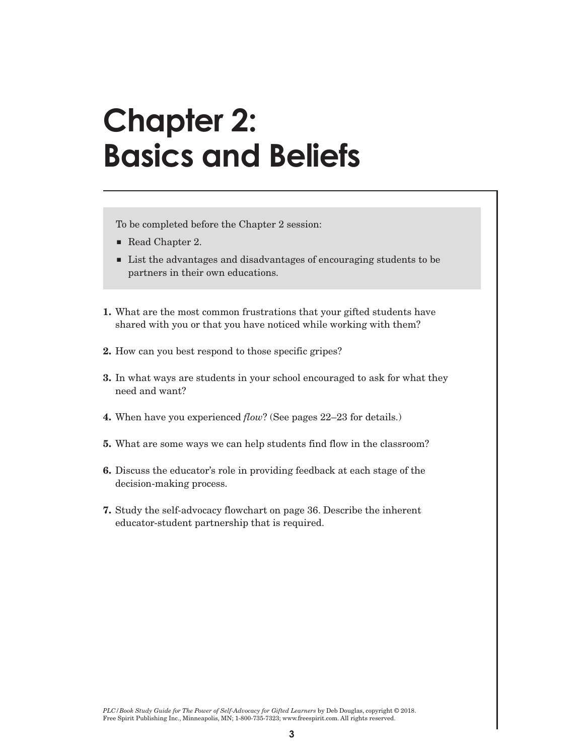# Chapter 2: Basics and Beliefs

To be completed before the Chapter 2 session:

- Read Chapter 2.
- List the advantages and disadvantages of encouraging students to be partners in their own educations.

1. What are the most common frustrations that your gifted students have shared with you or that you have noticed while working with them?

2. How can you best respond to those specific gripes?

3. In what ways are students in your school encouraged to ask for what they need and want?

4. When have you experienced *flow*? (See pages 22–23 for details.)

5. What are some ways we can help students find flow in the classroom?

6. Discuss the educator's role in providing feedback at each stage of the decision-making process.

7. Study the self-advocacy flowchart on page 36. Describe the inherent educator-student partnership that is required.

*PLC/Book Study Guide for The Power of Self-Advocacy for Gifted Learners* by Deb Douglas, copyright © 2018. Free Spirit Publishing Inc., Minneapolis, MN; 1-800-735-7323; www.freespirit.com. All rights reserved.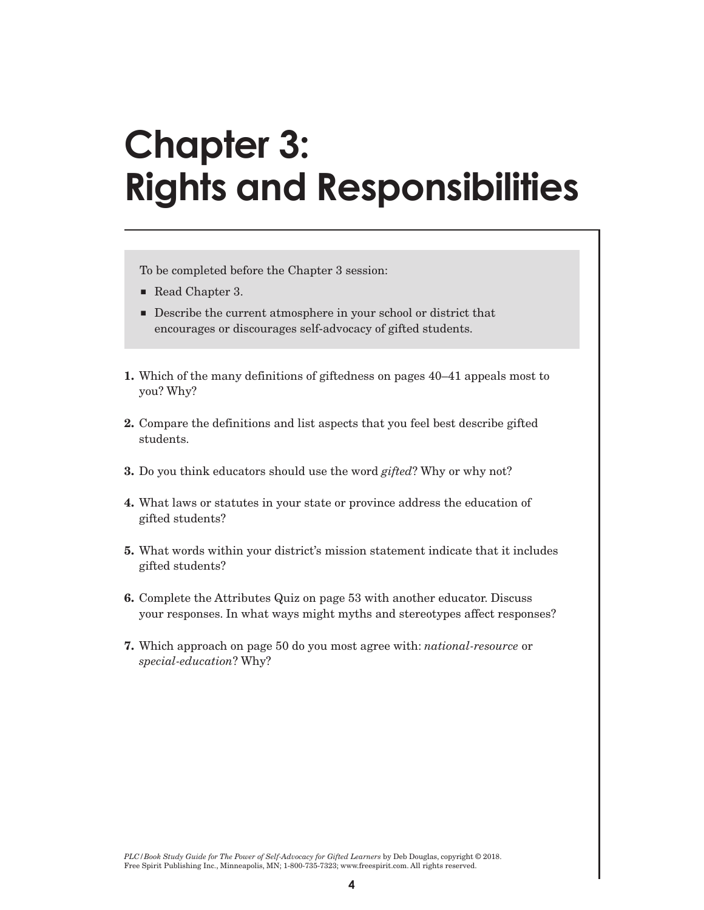# Chapter 3: Rights and Responsibilities

To be completed before the Chapter 3 session:

- Read Chapter 3.
- Describe the current atmosphere in your school or district that encourages or discourages self-advocacy of gifted students.

**1.** Which of the many definitions of giftedness on pages 40–41 appeals most to you? Why?

**2.** Compare the definitions and list aspects that you feel best describe gifted students.

**3.** Do you think educators should use the word *gifted*? Why or why not?

**4.** What laws or statutes in your state or province address the education of gifted students?

**5.** What words within your district's mission statement indicate that it includes gifted students?

**6.** Complete the Attributes Quiz on page 53 with another educator. Discuss your responses. In what ways might myths and stereotypes affect responses?

**7.** Which approach on page 50 do you most agree with: *national-resource* or *special-education*? Why?

*PLC/Book Study Guide for The Power of Self-Advocacy for Gifted Learners* by Deb Douglas, copyright © 2018. Free Spirit Publishing Inc., Minneapolis, MN; 1-800-735-7323; www.freespirit.com. All rights reserved.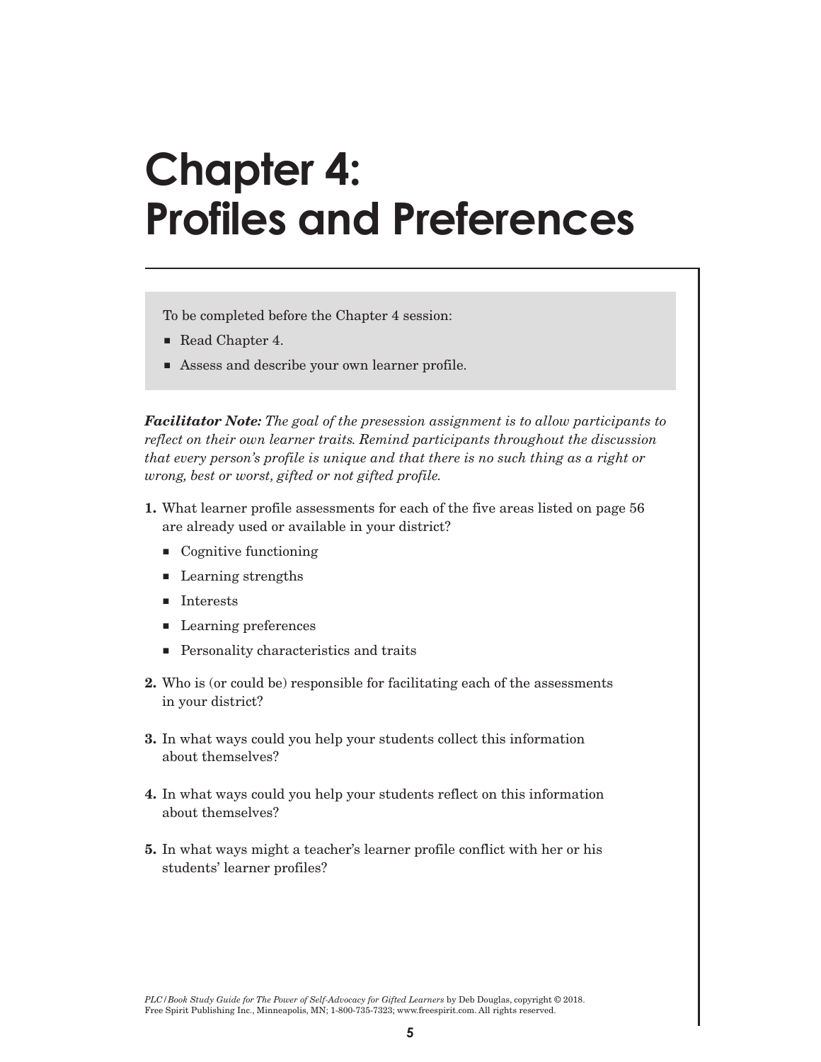# Chapter 4: Profiles and Preferences

To be completed before the Chapter 4 session:

- Read Chapter 4.
- Assess and describe your own learner profile.

***Facilitator Note:*** *The goal of the presession assignment is to allow participants to reflect on their own learner traits. Remind participants throughout the discussion that every person's profile is unique and that there is no such thing as a right or wrong, best or worst, gifted or not gifted profile.*

**1.** What learner profile assessments for each of the five areas listed on page 56 are already used or available in your district?

- Cognitive functioning
- Learning strengths
- Interests
- Learning preferences
- Personality characteristics and traits

**2.** Who is (or could be) responsible for facilitating each of the assessments in your district?

**3.** In what ways could you help your students collect this information about themselves?

**4.** In what ways could you help your students reflect on this information about themselves?

**5.** In what ways might a teacher's learner profile conflict with her or his students' learner profiles?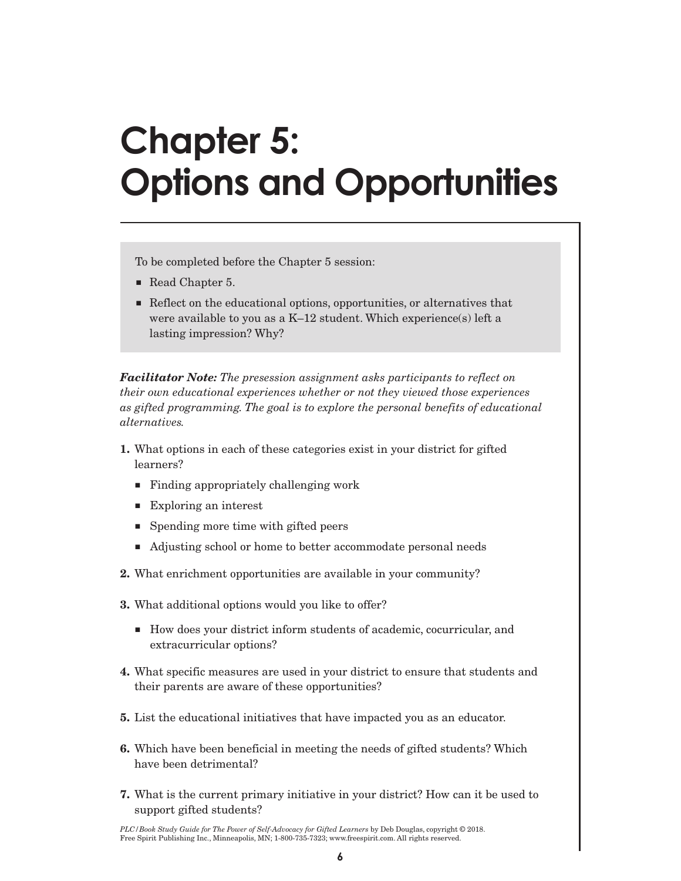# Chapter 5: Options and Opportunities

To be completed before the Chapter 5 session:

- Read Chapter 5.
- Reflect on the educational options, opportunities, or alternatives that were available to you as a K–12 student. Which experience(s) left a lasting impression? Why?

***Facilitator Note:*** *The presession assignment asks participants to reflect on their own educational experiences whether or not they viewed those experiences as gifted programming. The goal is to explore the personal benefits of educational alternatives.*

**1.** What options in each of these categories exist in your district for gifted learners?

- Finding appropriately challenging work
- Exploring an interest
- Spending more time with gifted peers
- Adjusting school or home to better accommodate personal needs

**2.** What enrichment opportunities are available in your community?

**3.** What additional options would you like to offer?

- How does your district inform students of academic, cocurricular, and extracurricular options?

**4.** What specific measures are used in your district to ensure that students and their parents are aware of these opportunities?

**5.** List the educational initiatives that have impacted you as an educator.

**6.** Which have been beneficial in meeting the needs of gifted students? Which have been detrimental?

**7.** What is the current primary initiative in your district? How can it be used to support gifted students?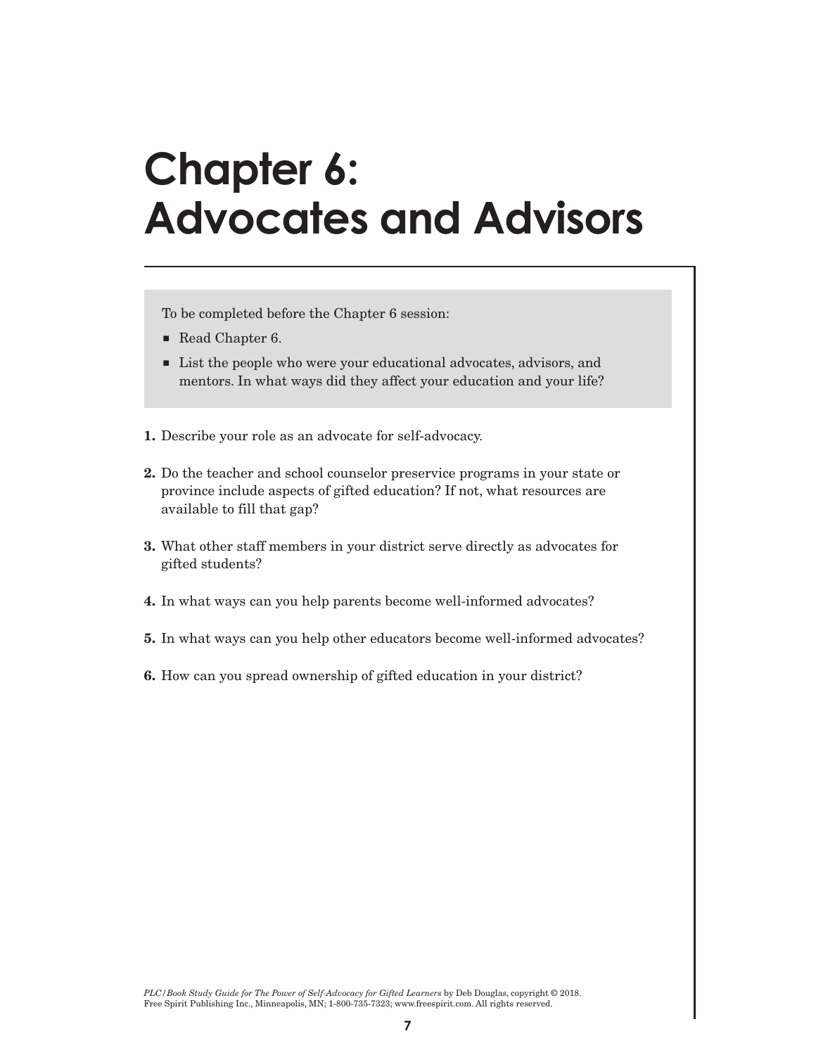# Chapter 6: Advocates and Advisors

To be completed before the Chapter 6 session:

- Read Chapter 6.
- List the people who were your educational advocates, advisors, and mentors. In what ways did they affect your education and your life?

**1.** Describe your role as an advocate for self-advocacy.

**2.** Do the teacher and school counselor preservice programs in your state or province include aspects of gifted education? If not, what resources are available to fill that gap?

**3.** What other staff members in your district serve directly as advocates for gifted students?

**4.** In what ways can you help parents become well-informed advocates?

**5.** In what ways can you help other educators become well-informed advocates?

**6.** How can you spread ownership of gifted education in your district?

*PLC/Book Study Guide for The Power of Self-Advocacy for Gifted Learners* by Deb Douglas, copyright © 2018. Free Spirit Publishing Inc., Minneapolis, MN; 1-800-735-7323; www.freespirit.com. All rights reserved.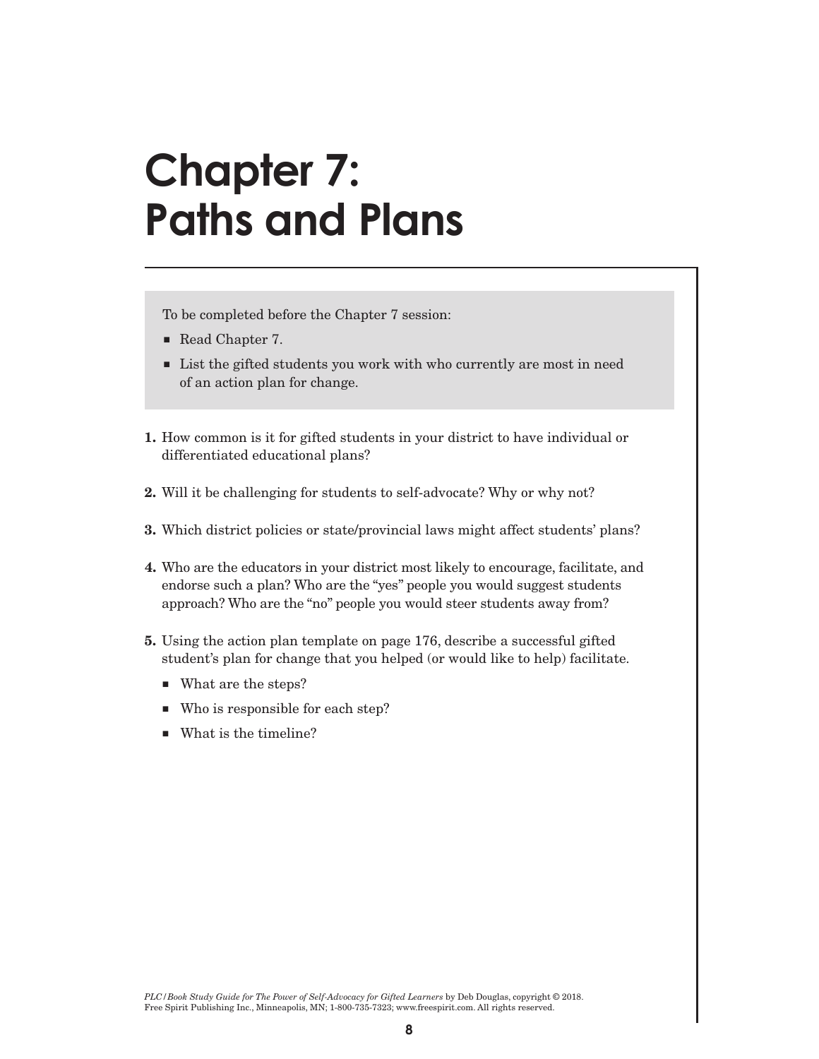# Chapter 7: Paths and Plans

To be completed before the Chapter 7 session:

- Read Chapter 7.
- List the gifted students you work with who currently are most in need of an action plan for change.

**1.** How common is it for gifted students in your district to have individual or differentiated educational plans?

**2.** Will it be challenging for students to self-advocate? Why or why not?

**3.** Which district policies or state/provincial laws might affect students' plans?

**4.** Who are the educators in your district most likely to encourage, facilitate, and endorse such a plan? Who are the "yes" people you would suggest students approach? Who are the "no" people you would steer students away from?

**5.** Using the action plan template on page 176, describe a successful gifted student's plan for change that you helped (or would like to help) facilitate.

- What are the steps?
- Who is responsible for each step?
- What is the timeline?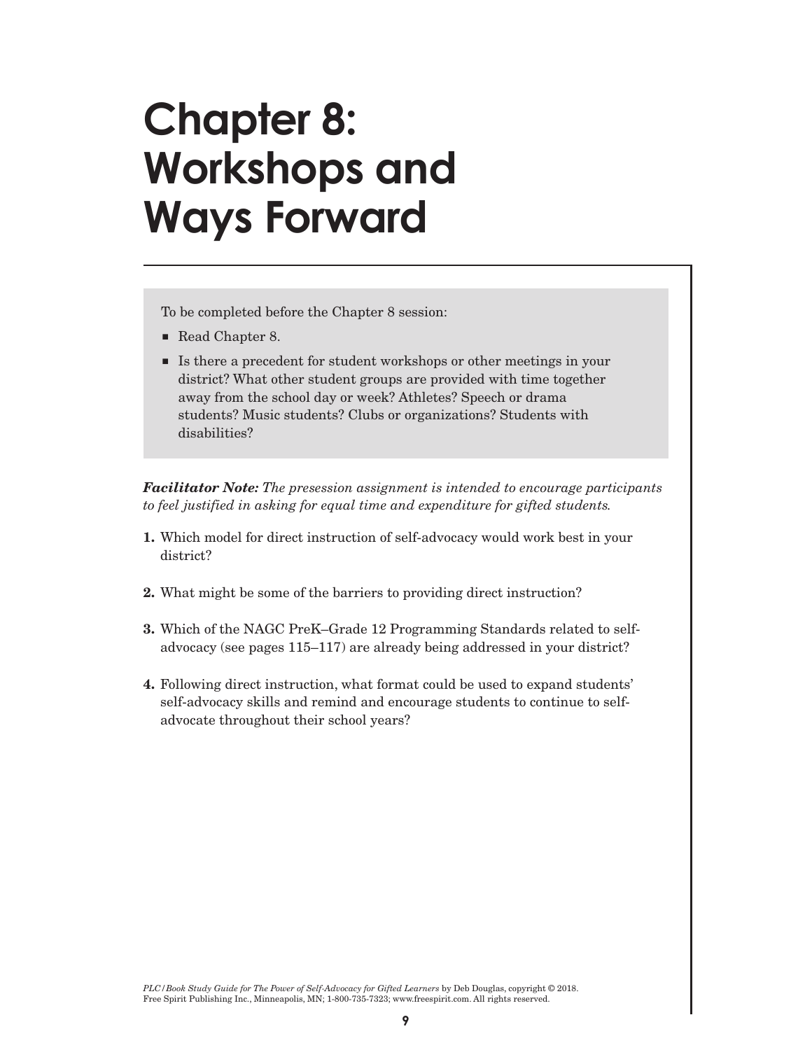# Chapter 8: Workshops and Ways Forward

To be completed before the Chapter 8 session:

- Read Chapter 8.
- Is there a precedent for student workshops or other meetings in your district? What other student groups are provided with time together away from the school day or week? Athletes? Speech or drama students? Music students? Clubs or organizations? Students with disabilities?

***Facilitator Note:*** *The presession assignment is intended to encourage participants to feel justified in asking for equal time and expenditure for gifted students.*

1. Which model for direct instruction of self-advocacy would work best in your district?

2. What might be some of the barriers to providing direct instruction?

3. Which of the NAGC PreK–Grade 12 Programming Standards related to self-advocacy (see pages 115–117) are already being addressed in your district?

4. Following direct instruction, what format could be used to expand students' self-advocacy skills and remind and encourage students to continue to self-advocate throughout their school years?

*PLC/Book Study Guide for The Power of Self-Advocacy for Gifted Learners* by Deb Douglas, copyright © 2018. Free Spirit Publishing Inc., Minneapolis, MN; 1-800-735-7323; www.freespirit.com. All rights reserved.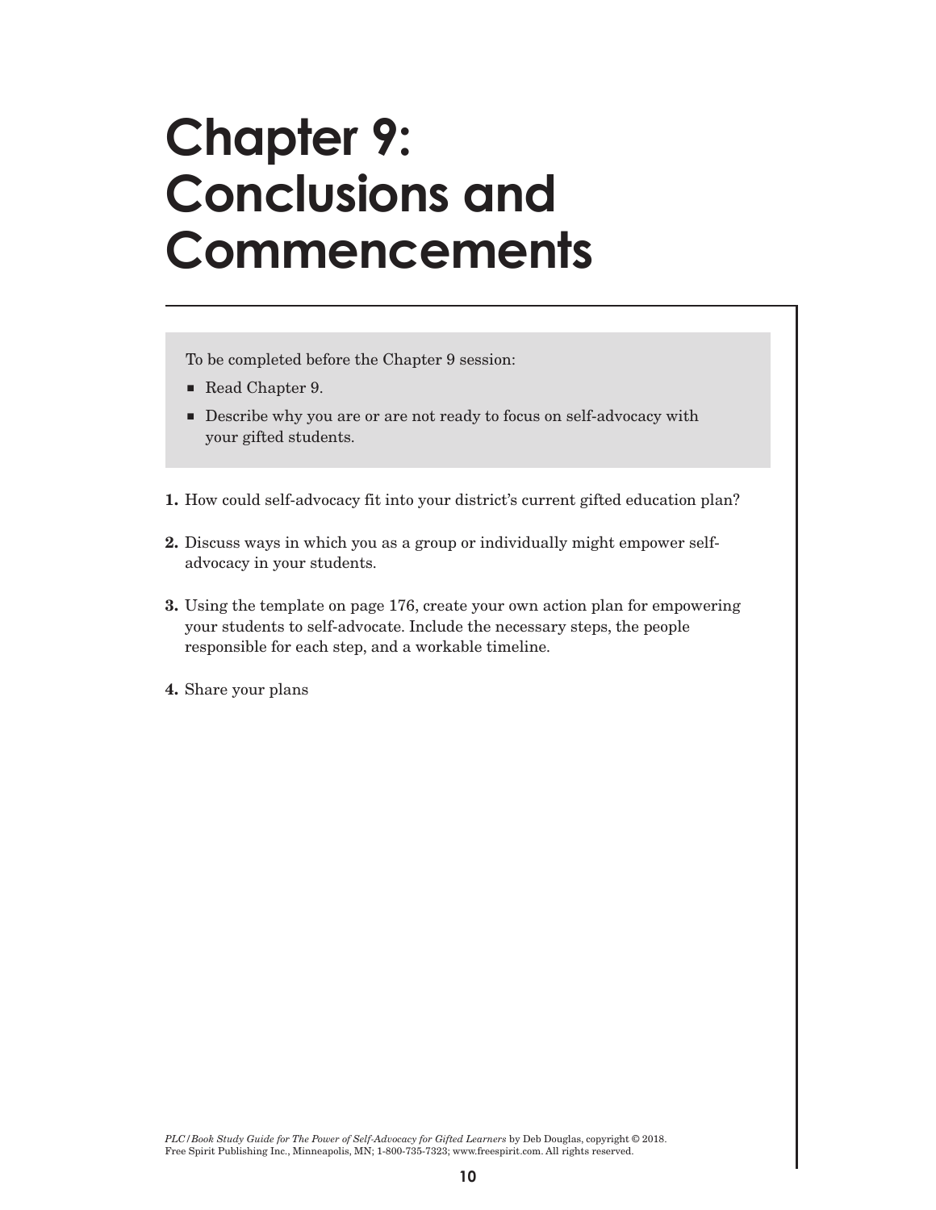# Chapter 9: Conclusions and Commencements

To be completed before the Chapter 9 session:

- Read Chapter 9.
- Describe why you are or are not ready to focus on self-advocacy with your gifted students.

1. How could self-advocacy fit into your district's current gifted education plan?
2. Discuss ways in which you as a group or individually might empower self-advocacy in your students.
3. Using the template on page 176, create your own action plan for empowering your students to self-advocate. Include the necessary steps, the people responsible for each step, and a workable timeline.
4. Share your plans

*PLC/Book Study Guide for The Power of Self-Advocacy for Gifted Learners* by Deb Douglas, copyright © 2018. Free Spirit Publishing Inc., Minneapolis, MN; 1-800-735-7323; www.freespirit.com. All rights reserved.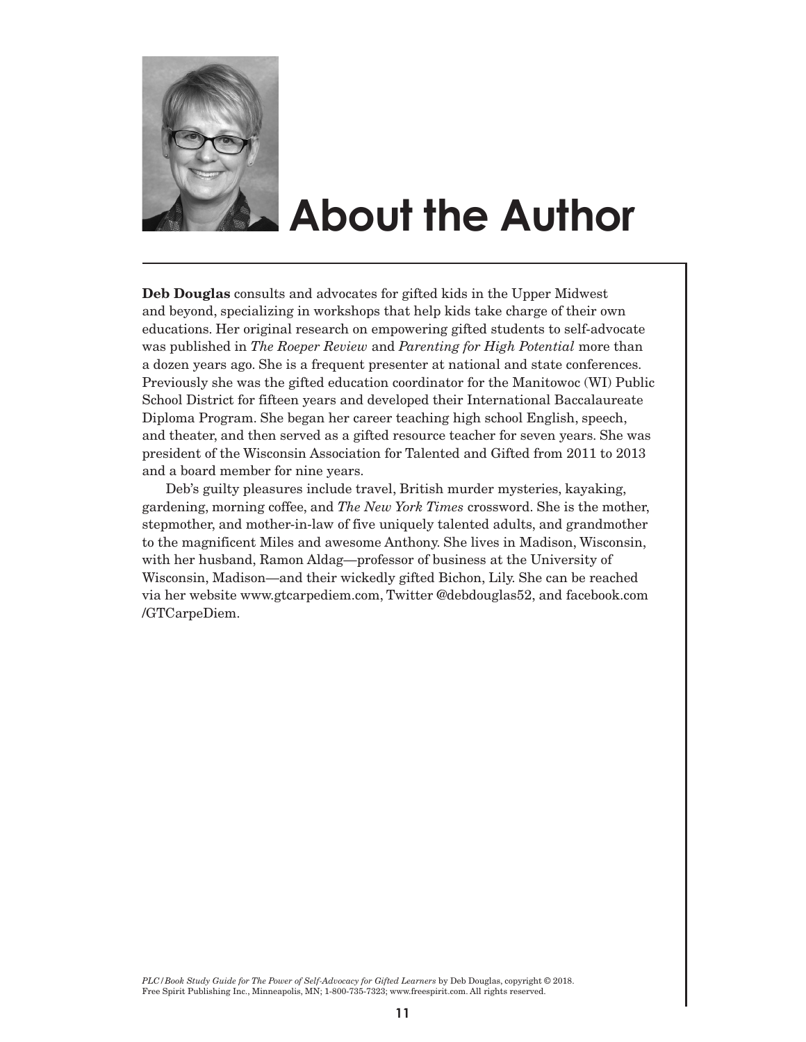# About the Author

**Deb Douglas** consults and advocates for gifted kids in the Upper Midwest and beyond, specializing in workshops that help kids take charge of their own educations. Her original research on empowering gifted students to self-advocate was published in *The Roeper Review* and *Parenting for High Potential* more than a dozen years ago. She is a frequent presenter at national and state conferences. Previously she was the gifted education coordinator for the Manitowoc (WI) Public School District for fifteen years and developed their International Baccalaureate Diploma Program. She began her career teaching high school English, speech, and theater, and then served as a gifted resource teacher for seven years. She was president of the Wisconsin Association for Talented and Gifted from 2011 to 2013 and a board member for nine years.

Deb's guilty pleasures include travel, British murder mysteries, kayaking, gardening, morning coffee, and *The New York Times* crossword. She is the mother, stepmother, and mother-in-law of five uniquely talented adults, and grandmother to the magnificent Miles and awesome Anthony. She lives in Madison, Wisconsin, with her husband, Ramon Aldag—professor of business at the University of Wisconsin, Madison—and their wickedly gifted Bichon, Lily. She can be reached via her website www.gtcarpediem.com, Twitter @debdouglas52, and facebook.com/GTCarpeDiem.

*PLC/Book Study Guide for The Power of Self-Advocacy for Gifted Learners* by Deb Douglas, copyright © 2018. Free Spirit Publishing Inc., Minneapolis, MN; 1-800-735-7323; www.freespirit.com. All rights reserved.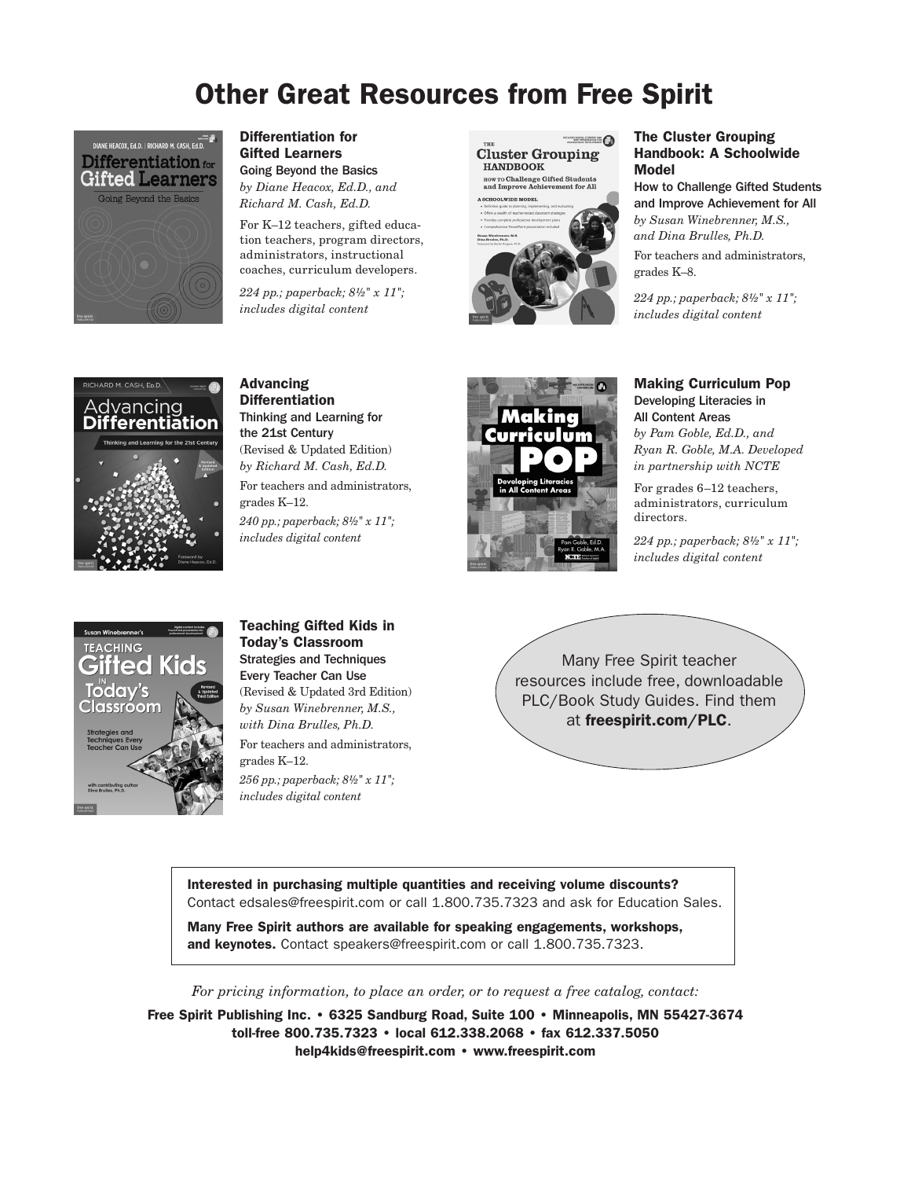# Other Great Resources from Free Spirit

### Differentiation for Gifted Learners

**Going Beyond the Basics**

*by Diane Heacox, Ed.D., and Richard M. Cash, Ed.D.*

For K–12 teachers, gifted education teachers, program directors, administrators, instructional coaches, curriculum developers.

*224 pp.; paperback; 8½" x 11"; includes digital content*

### The Cluster Grouping Handbook: A Schoolwide Model

**How to Challenge Gifted Students and Improve Achievement for All**

*by Susan Winebrenner, M.S., and Dina Brulles, Ph.D.*

For teachers and administrators, grades K–8.

*224 pp.; paperback; 8½" x 11"; includes digital content*

### Advancing Differentiation

**Thinking and Learning for the 21st Century**

(Revised & Updated Edition)

*by Richard M. Cash, Ed.D.*

For teachers and administrators, grades K–12.

*240 pp.; paperback; 8½" x 11"; includes digital content*

### Making Curriculum Pop

**Developing Literacies in All Content Areas**

*by Pam Goble, Ed.D., and Ryan R. Goble, M.A. Developed in partnership with NCTE*

For grades 6–12 teachers, administrators, curriculum directors.

*224 pp.; paperback; 8½" x 11"; includes digital content*

### Teaching Gifted Kids in Today's Classroom

**Strategies and Techniques Every Teacher Can Use**

(Revised & Updated 3rd Edition)

*by Susan Winebrenner, M.S., with Dina Brulles, Ph.D.*

For teachers and administrators, grades K–12.

*256 pp.; paperback; 8½" x 11"; includes digital content*

Many Free Spirit teacher resources include free, downloadable PLC/Book Study Guides. Find them at **freespirit.com/PLC**.

**Interested in purchasing multiple quantities and receiving volume discounts?** Contact edsales@freespirit.com or call 1.800.735.7323 and ask for Education Sales.

**Many Free Spirit authors are available for speaking engagements, workshops, and keynotes.** Contact speakers@freespirit.com or call 1.800.735.7323.

*For pricing information, to place an order, or to request a free catalog, contact:*

**Free Spirit Publishing Inc. • 6325 Sandburg Road, Suite 100 • Minneapolis, MN 55427-3674**
**toll-free 800.735.7323 • local 612.338.2068 • fax 612.337.5050**
**help4kids@freespirit.com • www.freespirit.com**